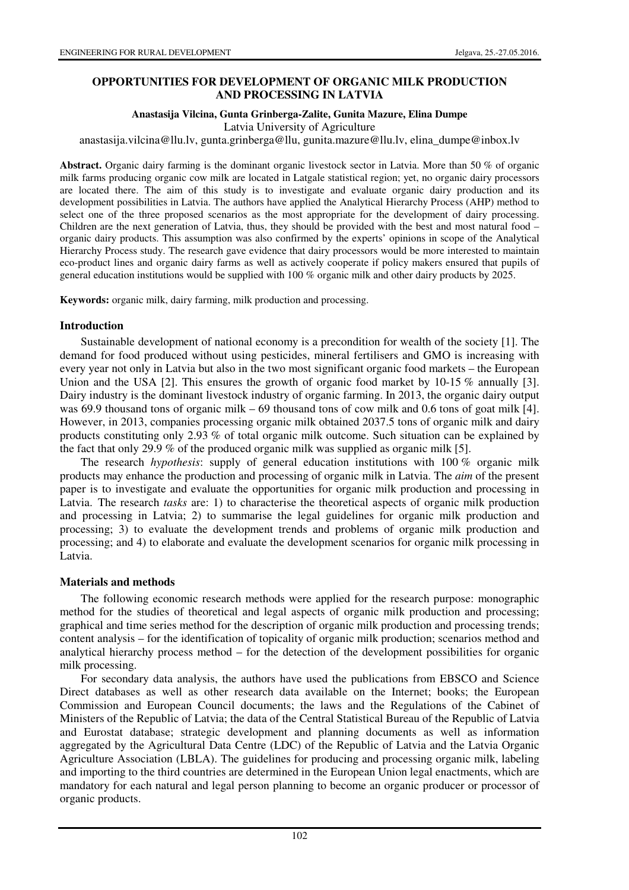# OPPORTUNITIES FOR DEVELOPMENT OF ORGANIC MILK PRODUCTION AND PROCESSING IN LATVIA

**Anastasija Vilcina, Gunta Grinberga-Zalite, Gunita Mazure, Elina Dumpe**

Latvia University of Agriculture

anastasija.vilcina@llu.lv, gunta.grinberga@llu, gunita.mazure@llu.lv, elina_dumpe@inbox.lv

**Abstract.** Organic dairy farming is the dominant organic livestock sector in Latvia. More than 50 % of organic milk farms producing organic cow milk are located in Latgale statistical region; yet, no organic dairy processors are located there. The aim of this study is to investigate and evaluate organic dairy production and its development possibilities in Latvia. The authors have applied the Analytical Hierarchy Process (AHP) method to select one of the three proposed scenarios as the most appropriate for the development of dairy processing. Children are the next generation of Latvia, thus, they should be provided with the best and most natural food – organic dairy products. This assumption was also confirmed by the experts' opinions in scope of the Analytical Hierarchy Process study. The research gave evidence that dairy processors would be more interested to maintain eco-product lines and organic dairy farms as well as actively cooperate if policy makers ensured that pupils of general education institutions would be supplied with 100 % organic milk and other dairy products by 2025.

**Keywords:** organic milk, dairy farming, milk production and processing.

## Introduction

Sustainable development of national economy is a precondition for wealth of the society [1]. The demand for food produced without using pesticides, mineral fertilisers and GMO is increasing with every year not only in Latvia but also in the two most significant organic food markets – the European Union and the USA [2]. This ensures the growth of organic food market by 10-15 % annually [3]. Dairy industry is the dominant livestock industry of organic farming. In 2013, the organic dairy output was 69.9 thousand tons of organic milk – 69 thousand tons of cow milk and 0.6 tons of goat milk [4]. However, in 2013, companies processing organic milk obtained 2037.5 tons of organic milk and dairy products constituting only 2.93 % of total organic milk outcome. Such situation can be explained by the fact that only 29.9 % of the produced organic milk was supplied as organic milk [5].

The research *hypothesis*: supply of general education institutions with 100 % organic milk products may enhance the production and processing of organic milk in Latvia. The *aim* of the present paper is to investigate and evaluate the opportunities for organic milk production and processing in Latvia. The research *tasks* are: 1) to characterise the theoretical aspects of organic milk production and processing in Latvia; 2) to summarise the legal guidelines for organic milk production and processing; 3) to evaluate the development trends and problems of organic milk production and processing; and 4) to elaborate and evaluate the development scenarios for organic milk processing in Latvia.

## Materials and methods

The following economic research methods were applied for the research purpose: monographic method for the studies of theoretical and legal aspects of organic milk production and processing; graphical and time series method for the description of organic milk production and processing trends; content analysis – for the identification of topicality of organic milk production; scenarios method and analytical hierarchy process method – for the detection of the development possibilities for organic milk processing.

For secondary data analysis, the authors have used the publications from EBSCO and Science Direct databases as well as other research data available on the Internet; books; the European Commission and European Council documents; the laws and the Regulations of the Cabinet of Ministers of the Republic of Latvia; the data of the Central Statistical Bureau of the Republic of Latvia and Eurostat database; strategic development and planning documents as well as information aggregated by the Agricultural Data Centre (LDC) of the Republic of Latvia and the Latvia Organic Agriculture Association (LBLA). The guidelines for producing and processing organic milk, labeling and importing to the third countries are determined in the European Union legal enactments, which are mandatory for each natural and legal person planning to become an organic producer or processor of organic products.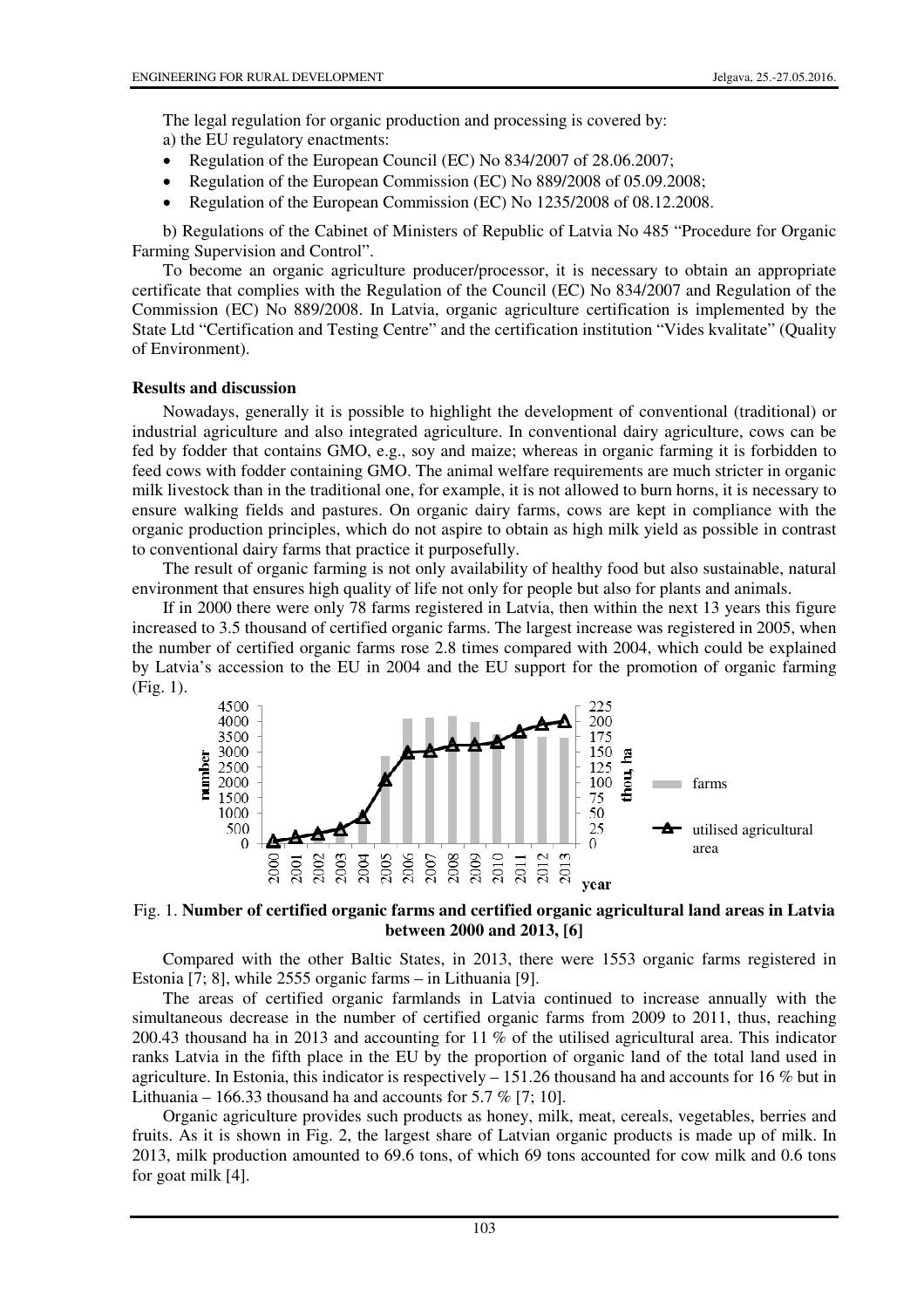The legal regulation for organic production and processing is covered by:

a) the EU regulatory enactments:

- Regulation of the European Council (EC) No 834/2007 of 28.06.2007;
- Regulation of the European Commission (EC) No 889/2008 of 05.09.2008;
- Regulation of the European Commission (EC) No 1235/2008 of 08.12.2008.

b) Regulations of the Cabinet of Ministers of Republic of Latvia No 485 "Procedure for Organic Farming Supervision and Control".

To become an organic agriculture producer/processor, it is necessary to obtain an appropriate certificate that complies with the Regulation of the Council (EC) No 834/2007 and Regulation of the Commission (EC) No 889/2008. In Latvia, organic agriculture certification is implemented by the State Ltd "Certification and Testing Centre" and the certification institution "Vides kvalitate" (Quality of Environment).

**Results and discussion**

Nowadays, generally it is possible to highlight the development of conventional (traditional) or industrial agriculture and also integrated agriculture. In conventional dairy agriculture, cows can be fed by fodder that contains GMO, e.g., soy and maize; whereas in organic farming it is forbidden to feed cows with fodder containing GMO. The animal welfare requirements are much stricter in organic milk livestock than in the traditional one, for example, it is not allowed to burn horns, it is necessary to ensure walking fields and pastures. On organic dairy farms, cows are kept in compliance with the organic production principles, which do not aspire to obtain as high milk yield as possible in contrast to conventional dairy farms that practice it purposefully.

The result of organic farming is not only availability of healthy food but also sustainable, natural environment that ensures high quality of life not only for people but also for plants and animals.

If in 2000 there were only 78 farms registered in Latvia, then within the next 13 years this figure increased to 3.5 thousand of certified organic farms. The largest increase was registered in 2005, when the number of certified organic farms rose 2.8 times compared with 2004, which could be explained by Latvia's accession to the EU in 2004 and the EU support for the promotion of organic farming (Fig. 1).

Fig. 1. **Number of certified organic farms and certified organic agricultural land areas in Latvia between 2000 and 2013, [6]**

Compared with the other Baltic States, in 2013, there were 1553 organic farms registered in Estonia [7; 8], while 2555 organic farms – in Lithuania [9].

The areas of certified organic farmlands in Latvia continued to increase annually with the simultaneous decrease in the number of certified organic farms from 2009 to 2011, thus, reaching 200.43 thousand ha in 2013 and accounting for 11 % of the utilised agricultural area. This indicator ranks Latvia in the fifth place in the EU by the proportion of organic land of the total land used in agriculture. In Estonia, this indicator is respectively – 151.26 thousand ha and accounts for 16 % but in Lithuania – 166.33 thousand ha and accounts for 5.7 % [7; 10].

Organic agriculture provides such products as honey, milk, meat, cereals, vegetables, berries and fruits. As it is shown in Fig. 2, the largest share of Latvian organic products is made up of milk. In 2013, milk production amounted to 69.6 tons, of which 69 tons accounted for cow milk and 0.6 tons for goat milk [4].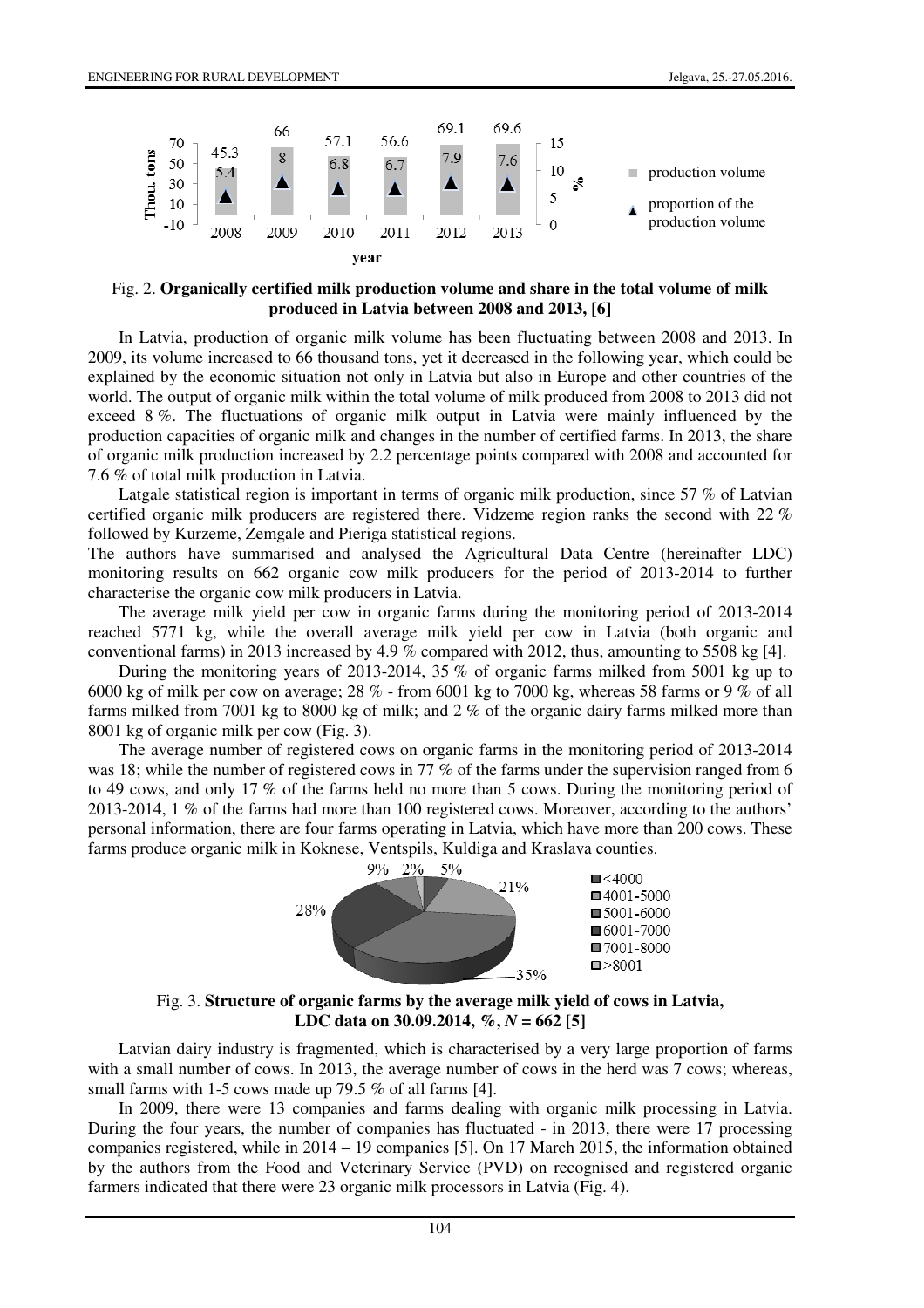Fig. 2. **Organically certified milk production volume and share in the total volume of milk produced in Latvia between 2008 and 2013, [6]**

In Latvia, production of organic milk volume has been fluctuating between 2008 and 2013. In 2009, its volume increased to 66 thousand tons, yet it decreased in the following year, which could be explained by the economic situation not only in Latvia but also in Europe and other countries of the world. The output of organic milk within the total volume of milk produced from 2008 to 2013 did not exceed 8 %. The fluctuations of organic milk output in Latvia were mainly influenced by the production capacities of organic milk and changes in the number of certified farms. In 2013, the share of organic milk production increased by 2.2 percentage points compared with 2008 and accounted for 7.6 % of total milk production in Latvia.

Latgale statistical region is important in terms of organic milk production, since 57 % of Latvian certified organic milk producers are registered there. Vidzeme region ranks the second with 22 % followed by Kurzeme, Zemgale and Pieriga statistical regions.

The authors have summarised and analysed the Agricultural Data Centre (hereinafter LDC) monitoring results on 662 organic cow milk producers for the period of 2013-2014 to further characterise the organic cow milk producers in Latvia.

The average milk yield per cow in organic farms during the monitoring period of 2013-2014 reached 5771 kg, while the overall average milk yield per cow in Latvia (both organic and conventional farms) in 2013 increased by 4.9 % compared with 2012, thus, amounting to 5508 kg [4].

During the monitoring years of 2013-2014, 35 % of organic farms milked from 5001 kg up to 6000 kg of milk per cow on average; 28 % - from 6001 kg to 7000 kg, whereas 58 farms or 9 % of all farms milked from 7001 kg to 8000 kg of milk; and 2 % of the organic dairy farms milked more than 8001 kg of organic milk per cow (Fig. 3).

The average number of registered cows on organic farms in the monitoring period of 2013-2014 was 18; while the number of registered cows in 77 % of the farms under the supervision ranged from 6 to 49 cows, and only 17 % of the farms held no more than 5 cows. During the monitoring period of 2013-2014, 1 % of the farms had more than 100 registered cows. Moreover, according to the authors' personal information, there are four farms operating in Latvia, which have more than 200 cows. These farms produce organic milk in Koknese, Ventspils, Kuldiga and Kraslava counties.

Fig. 3. **Structure of organic farms by the average milk yield of cows in Latvia, LDC data on 30.09.2014, %, *N* = 662 [5]**

Latvian dairy industry is fragmented, which is characterised by a very large proportion of farms with a small number of cows. In 2013, the average number of cows in the herd was 7 cows; whereas, small farms with 1-5 cows made up 79.5 % of all farms [4].

In 2009, there were 13 companies and farms dealing with organic milk processing in Latvia. During the four years, the number of companies has fluctuated - in 2013, there were 17 processing companies registered, while in 2014 – 19 companies [5]. On 17 March 2015, the information obtained by the authors from the Food and Veterinary Service (PVD) on recognised and registered organic farmers indicated that there were 23 organic milk processors in Latvia (Fig. 4).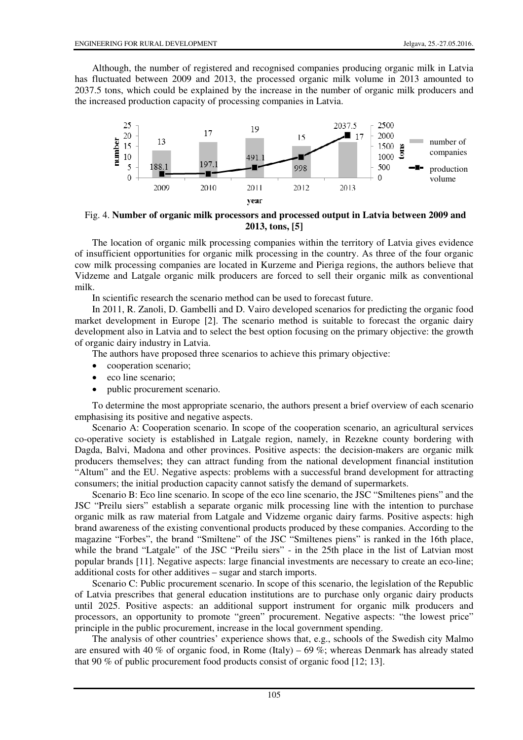Although, the number of registered and recognised companies producing organic milk in Latvia has fluctuated between 2009 and 2013, the processed organic milk volume in 2013 amounted to 2037.5 tons, which could be explained by the increase in the number of organic milk producers and the increased production capacity of processing companies in Latvia.

Fig. 4. **Number of organic milk processors and processed output in Latvia between 2009 and 2013, tons, [5]**

The location of organic milk processing companies within the territory of Latvia gives evidence of insufficient opportunities for organic milk processing in the country. As three of the four organic cow milk processing companies are located in Kurzeme and Pieriga regions, the authors believe that Vidzeme and Latgale organic milk producers are forced to sell their organic milk as conventional milk.

In scientific research the scenario method can be used to forecast future.

In 2011, R. Zanoli, D. Gambelli and D. Vairo developed scenarios for predicting the organic food market development in Europe [2]. The scenario method is suitable to forecast the organic dairy development also in Latvia and to select the best option focusing on the primary objective: the growth of organic dairy industry in Latvia.

The authors have proposed three scenarios to achieve this primary objective:

- cooperation scenario;
- eco line scenario;
- public procurement scenario.

To determine the most appropriate scenario, the authors present a brief overview of each scenario emphasising its positive and negative aspects.

Scenario A: Cooperation scenario. In scope of the cooperation scenario, an agricultural services co-operative society is established in Latgale region, namely, in Rezekne county bordering with Dagda, Balvi, Madona and other provinces. Positive aspects: the decision-makers are organic milk producers themselves; they can attract funding from the national development financial institution "Altum" and the EU. Negative aspects: problems with a successful brand development for attracting consumers; the initial production capacity cannot satisfy the demand of supermarkets.

Scenario B: Eco line scenario. In scope of the eco line scenario, the JSC "Smiltenes piens" and the JSC "Preilu siers" establish a separate organic milk processing line with the intention to purchase organic milk as raw material from Latgale and Vidzeme organic dairy farms. Positive aspects: high brand awareness of the existing conventional products produced by these companies. According to the magazine "Forbes", the brand "Smiltene" of the JSC "Smiltenes piens" is ranked in the 16th place, while the brand "Latgale" of the JSC "Preilu siers" - in the 25th place in the list of Latvian most popular brands [11]. Negative aspects: large financial investments are necessary to create an eco-line; additional costs for other additives – sugar and starch imports.

Scenario C: Public procurement scenario. In scope of this scenario, the legislation of the Republic of Latvia prescribes that general education institutions are to purchase only organic dairy products until 2025. Positive aspects: an additional support instrument for organic milk producers and processors, an opportunity to promote "green" procurement. Negative aspects: "the lowest price" principle in the public procurement, increase in the local government spending.

The analysis of other countries' experience shows that, e.g., schools of the Swedish city Malmo are ensured with 40 % of organic food, in Rome (Italy) – 69 %; whereas Denmark has already stated that 90 % of public procurement food products consist of organic food [12; 13].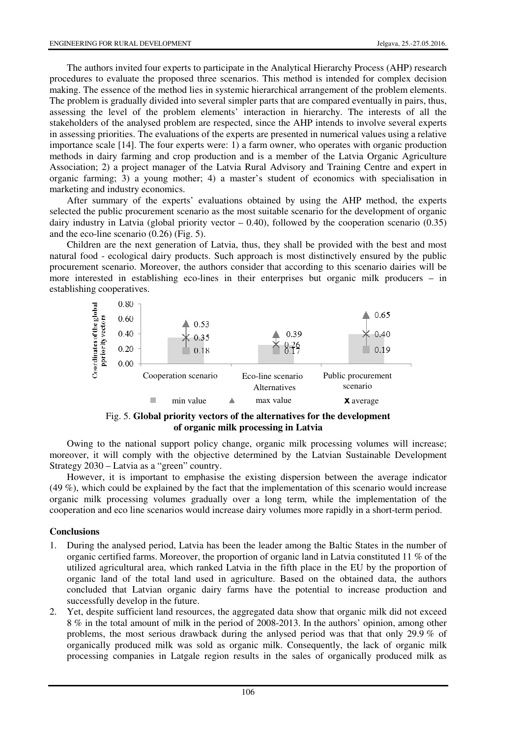The authors invited four experts to participate in the Analytical Hierarchy Process (AHP) research procedures to evaluate the proposed three scenarios. This method is intended for complex decision making. The essence of the method lies in systemic hierarchical arrangement of the problem elements. The problem is gradually divided into several simpler parts that are compared eventually in pairs, thus, assessing the level of the problem elements' interaction in hierarchy. The interests of all the stakeholders of the analysed problem are respected, since the AHP intends to involve several experts in assessing priorities. The evaluations of the experts are presented in numerical values using a relative importance scale [14]. The four experts were: 1) a farm owner, who operates with organic production methods in dairy farming and crop production and is a member of the Latvia Organic Agriculture Association; 2) a project manager of the Latvia Rural Advisory and Training Centre and expert in organic farming; 3) a young mother; 4) a master's student of economics with specialisation in marketing and industry economics.

After summary of the experts' evaluations obtained by using the AHP method, the experts selected the public procurement scenario as the most suitable scenario for the development of organic dairy industry in Latvia (global priority vector – 0.40), followed by the cooperation scenario (0.35) and the eco-line scenario (0.26) (Fig. 5).

Children are the next generation of Latvia, thus, they shall be provided with the best and most natural food - ecological dairy products. Such approach is most distinctively ensured by the public procurement scenario. Moreover, the authors consider that according to this scenario dairies will be more interested in establishing eco-lines in their enterprises but organic milk producers – in establishing cooperatives.

| Alternatives | min value | max value | average |
|---|---|---|---|
| Cooperation scenario | 0.18 | 0.53 | 0.35 |
| Eco-line scenario | 0.17 | 0.39 | 0.26 |
| Public procurement scenario | 0.19 | 0.65 | 0.40 |

Fig. 5. **Global priority vectors of the alternatives for the development of organic milk processing in Latvia**

Owing to the national support policy change, organic milk processing volumes will increase; moreover, it will comply with the objective determined by the Latvian Sustainable Development Strategy 2030 – Latvia as a "green" country.

However, it is important to emphasise the existing dispersion between the average indicator (49 %), which could be explained by the fact that the implementation of this scenario would increase organic milk processing volumes gradually over a long term, while the implementation of the cooperation and eco line scenarios would increase dairy volumes more rapidly in a short-term period.

## Conclusions

1. During the analysed period, Latvia has been the leader among the Baltic States in the number of organic certified farms. Moreover, the proportion of organic land in Latvia constituted 11 % of the utilized agricultural area, which ranked Latvia in the fifth place in the EU by the proportion of organic land of the total land used in agriculture. Based on the obtained data, the authors concluded that Latvian organic dairy farms have the potential to increase production and successfully develop in the future.
2. Yet, despite sufficient land resources, the aggregated data show that organic milk did not exceed 8 % in the total amount of milk in the period of 2008-2013. In the authors' opinion, among other problems, the most serious drawback during the anlysed period was that that only 29.9 % of organically produced milk was sold as organic milk. Consequently, the lack of organic milk processing companies in Latgale region results in the sales of organically produced milk as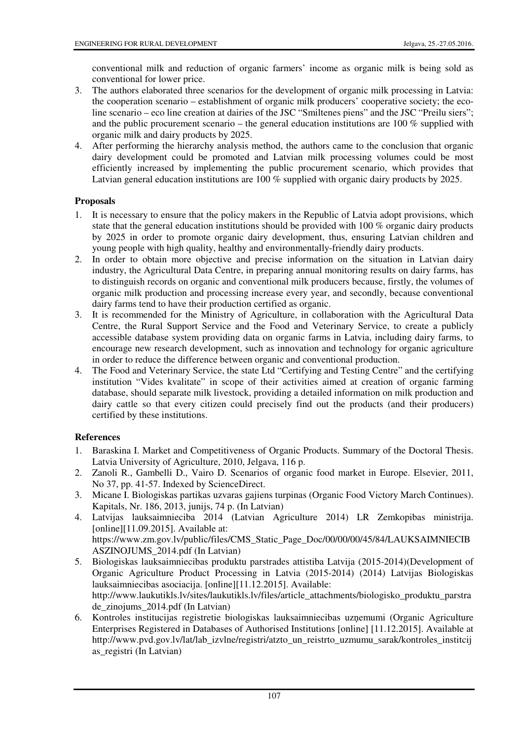conventional milk and reduction of organic farmers' income as organic milk is being sold as conventional for lower price.

3. The authors elaborated three scenarios for the development of organic milk processing in Latvia: the cooperation scenario – establishment of organic milk producers' cooperative society; the eco-line scenario – eco line creation at dairies of the JSC "Smiltenes piens" and the JSC "Preilu siers"; and the public procurement scenario – the general education institutions are 100 % supplied with organic milk and dairy products by 2025.
4. After performing the hierarchy analysis method, the authors came to the conclusion that organic dairy development could be promoted and Latvian milk processing volumes could be most efficiently increased by implementing the public procurement scenario, which provides that Latvian general education institutions are 100 % supplied with organic dairy products by 2025.

### Proposals

1. It is necessary to ensure that the policy makers in the Republic of Latvia adopt provisions, which state that the general education establishments should be provided with 100 % organic dairy products by 2025 in order to promote organic dairy development, thus, ensuring Latvian children and young people with high quality, healthy and environmentally-friendly dairy products.
2. In order to obtain more objective and precise information on the situation in Latvian dairy industry, the Agricultural Data Centre, in preparing annual monitoring results on dairy farms, has to distinguish records on organic and conventional milk producers because, firstly, the volumes of organic milk production and processing increase every year, and secondly, because conventional dairy farms tend to have their production certified as organic.
3. It is recommended for the Ministry of Agriculture, in collaboration with the Agricultural Data Centre, the Rural Support Service and the Food and Veterinary Service, to create a publicly accessible database system providing data on organic farms in Latvia, including dairy farms, to encourage new research development, such as innovation and technology for organic agriculture in order to reduce the difference between organic and conventional production.
4. The Food and Veterinary Service, the state Ltd "Certifying and Testing Centre" and the certifying institution "Vides kvalitate" in scope of their activities aimed at creation of organic farming database, should separate milk livestock, providing a detailed information on milk production and dairy cattle so that every citizen could precisely find out the products (and their producers) certified by these institutions.

### References

1. Baraskina I. Market and Competitiveness of Organic Products. Summary of the Doctoral Thesis. Latvia University of Agriculture, 2010, Jelgava, 116 p.
2. Zanoli R., Gambelli D., Vairo D. Scenarios of organic food market in Europe. Elsevier, 2011, No 37, pp. 41-57. Indexed by ScienceDirect.
3. Micane I. Biologiskas partikas uzvaras gajiens turpinas (Organic Food Victory March Continues). Kapitals, Nr. 186, 2013, junijs, 74 p. (In Latvian)
4. Latvijas lauksaimnieciba 2014 (Latvian Agriculture 2014) LR Zemkopibas ministrija. [online][11.09.2015]. Available at: https://www.zm.gov.lv/public/files/CMS_Static_Page_Doc/00/00/00/45/84/LAUKSAIMNIECIBASZINOJUMS_2014.pdf (In Latvian)
5. Biologiskas lauksaimniecibas produktu parstrades attistiba Latvija (2015-2014)(Development of Organic Agriculture Product Processing in Latvia (2015-2014) (2014) Latvijas Biologiskas lauksaimniecibas asociacija. [online][11.12.2015]. Available: http://www.laukutikls.lv/sites/laukutikls.lv/files/article_attachments/biologisko_produktu_parstrade_zinojums_2014.pdf (In Latvian)
6. Kontroles institucijas registretie biologiskas lauksaimniecibas uzņemumi (Organic Agriculture Enterprises Registered in Databases of Authorised Institutions [online] [11.12.2015]. Available at http://www.pvd.gov.lv/lat/lab_izvlne/registri/atzto_un_reistrto_uzmumu_sarak/kontroles_institcijas_registri (In Latvian)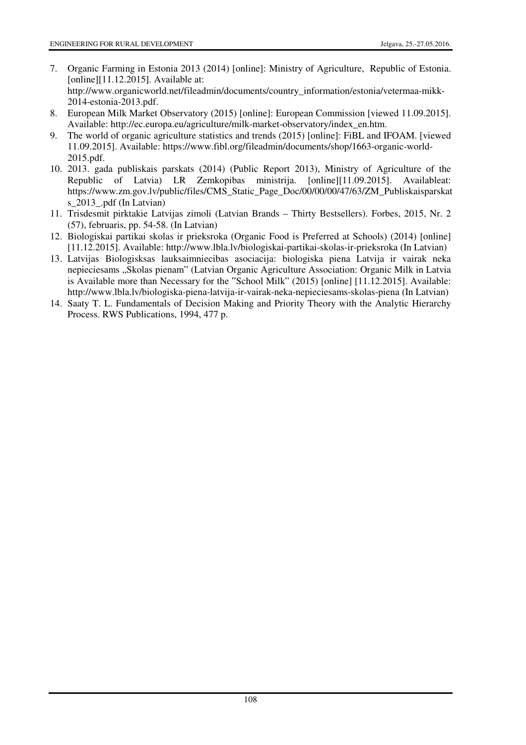7. Organic Farming in Estonia 2013 (2014) [online]: Ministry of Agriculture, Republic of Estonia. [online][11.12.2015]. Available at: http://www.organicworld.net/fileadmin/documents/country_information/estonia/vetermaa-mikk-2014-estonia-2013.pdf.
8. European Milk Market Observatory (2015) [online]: European Commission [viewed 11.09.2015]. Available: http://ec.europa.eu/agriculture/milk-market-observatory/index_en.htm.
9. The world of organic agriculture statistics and trends (2015) [online]: FiBL and IFOAM. [viewed 11.09.2015]. Available: https://www.fibl.org/fileadmin/documents/shop/1663-organic-world-2015.pdf.
10. 2013. gada publiskais parskats (2014) (Public Report 2013), Ministry of Agriculture of the Republic of Latvia) LR Zemkopibas ministrija. [online][11.09.2015]. Availableat: https://www.zm.gov.lv/public/files/CMS_Static_Page_Doc/00/00/00/47/63/ZM_Publiskaisparskats_2013_.pdf (In Latvian)
11. Trisdesmit pirktakie Latvijas zimoli (Latvian Brands – Thirty Bestsellers). Forbes, 2015, Nr. 2 (57), februaris, pp. 54-58. (In Latvian)
12. Biologiskai partikai skolas ir prieksroka (Organic Food is Preferred at Schools) (2014) [online] [11.12.2015]. Available: http://www.lbla.lv/biologiskai-partikai-skolas-ir-prieksroka (In Latvian)
13. Latvijas Biologisksas lauksaimniecibas asociacija: biologiska piena Latvija ir vairak neka nepieciesams „Skolas pienam" (Latvian Organic Agriculture Association: Organic Milk in Latvia is Available more than Necessary for the "School Milk" (2015) [online] [11.12.2015]. Available: http://www.lbla.lv/biologiska-piena-latvija-ir-vairak-neka-nepieciesams-skolas-piena (In Latvian)
14. Saaty T. L. Fundamentals of Decision Making and Priority Theory with the Analytic Hierarchy Process. RWS Publications, 1994, 477 p.